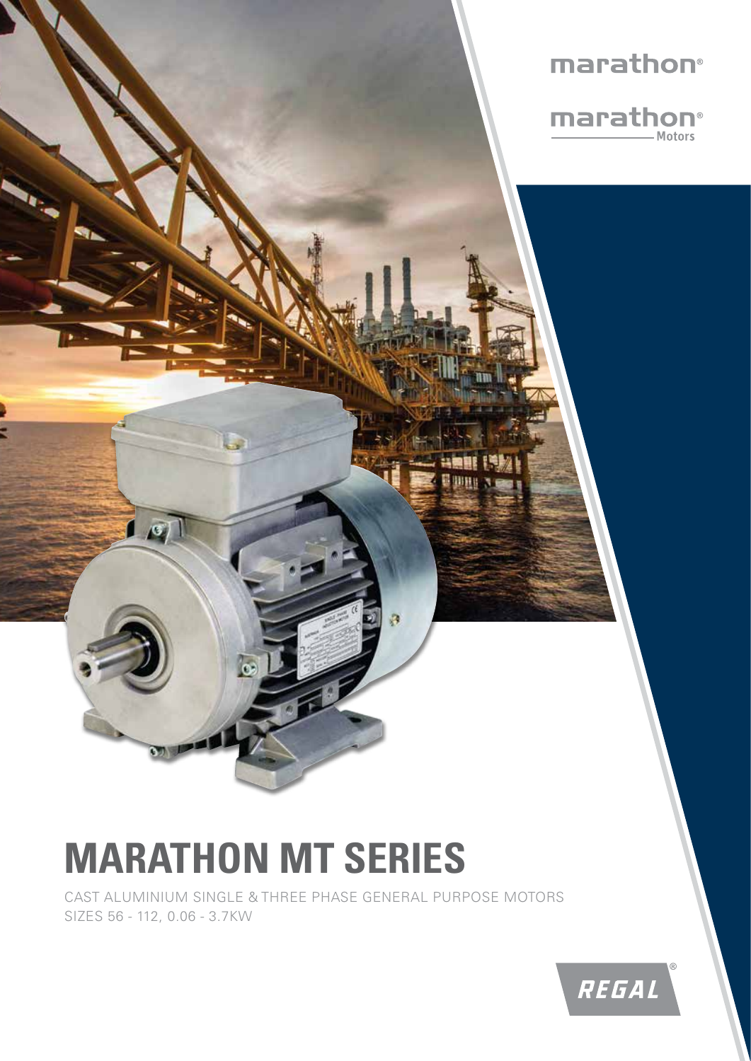marathon®

marathon® Motors

# MARATHON MT SERIES

CAST ALUMINIUM SINGLE & THREE PHASE GENERAL PURPOSE MOTORS
SIZES 56 - 112, 0.06 - 3.7KW

REGAL®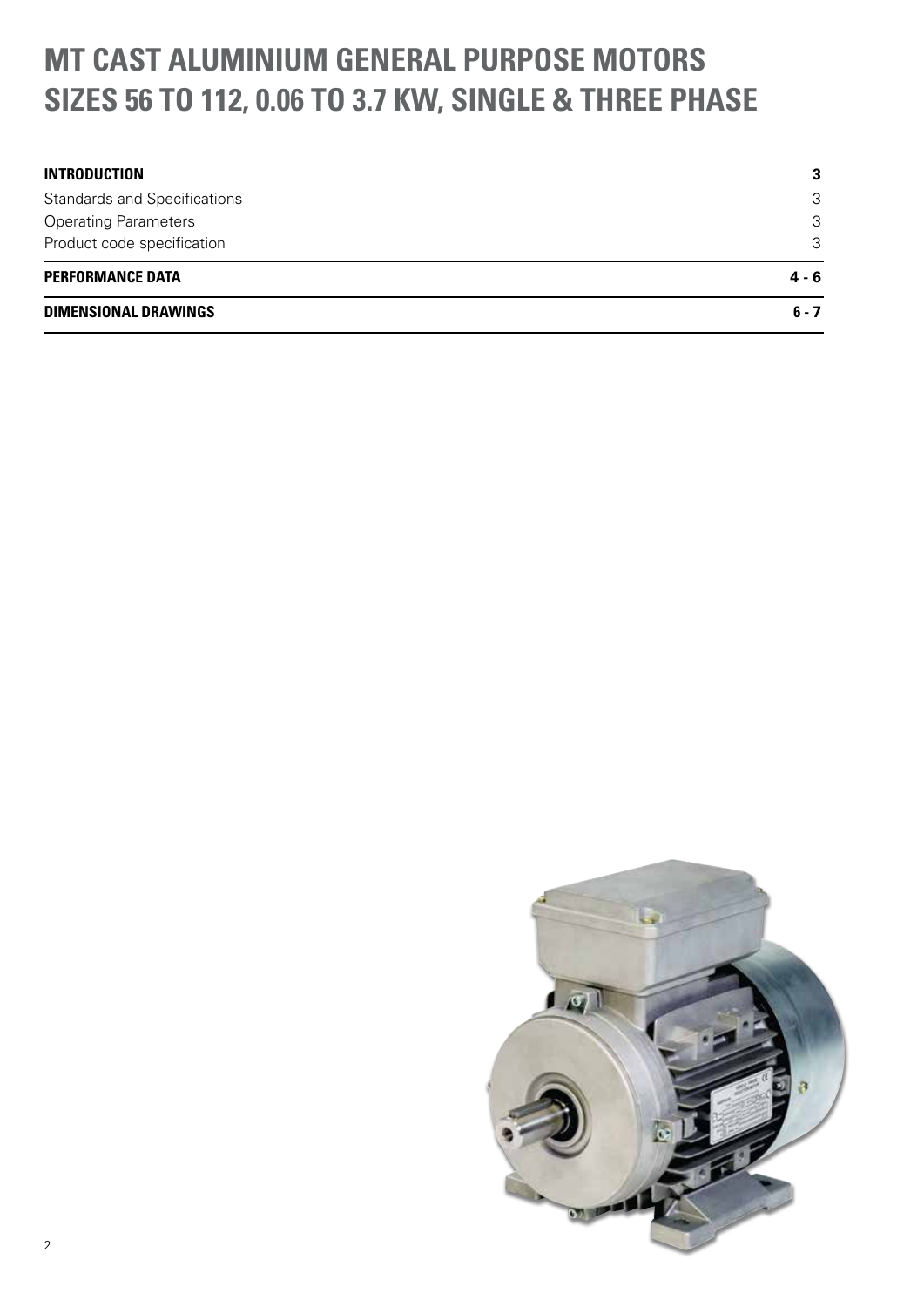# MT CAST ALUMINIUM GENERAL PURPOSE MOTORS SIZES 56 TO 112, 0.06 TO 3.7 KW, SINGLE & THREE PHASE

| | |
|---|---|
| **INTRODUCTION** | **3** |
| Standards and Specifications | 3 |
| Operating Parameters | 3 |
| Product code specification | 3 |
| **PERFORMANCE DATA** | **4 - 6** |
| **DIMENSIONAL DRAWINGS** | **6 - 7** |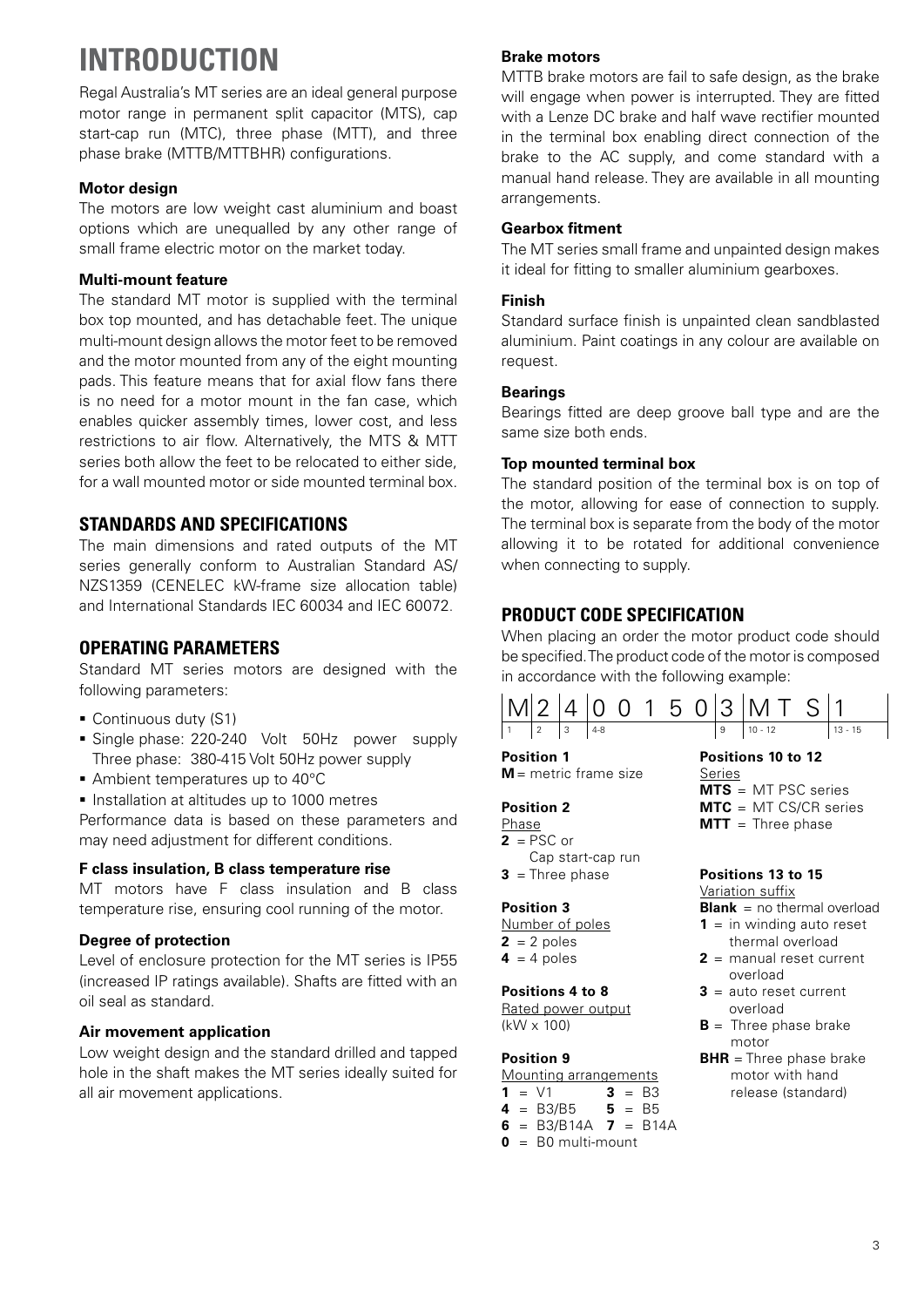# INTRODUCTION

Regal Australia's MT series are an ideal general purpose motor range in permanent split capacitor (MTS), cap start-cap run (MTC), three phase (MTT), and three phase brake (MTTB/MTTBHR) configurations.

### Motor design

The motors are low weight cast aluminium and boast options which are unequalled by any other range of small frame electric motor on the market today.

### Multi-mount feature

The standard MT motor is supplied with the terminal box top mounted, and has detachable feet. The unique multi-mount design allows the motor feet to be removed and the motor mounted from any of the eight mounting pads. This feature means that for axial flow fans there is no need for a motor mount in the fan case, which enables quicker assembly times, lower cost, and less restrictions to air flow. Alternatively, the MTS & MTT series both allow the feet to be relocated to either side, for a wall mounted motor or side mounted terminal box.

## STANDARDS AND SPECIFICATIONS

The main dimensions and rated outputs of the MT series generally conform to Australian Standard AS/NZS1359 (CENELEC kW-frame size allocation table) and International Standards IEC 60034 and IEC 60072.

## OPERATING PARAMETERS

Standard MT series motors are designed with the following parameters:

- Continuous duty (S1)
- Single phase: 220-240 Volt 50Hz power supply
  Three phase: 380-415 Volt 50Hz power supply
- Ambient temperatures up to 40°C
- Installation at altitudes up to 1000 metres

Performance data is based on these parameters and may need adjustment for different conditions.

### F class insulation, B class temperature rise

MT motors have F class insulation and B class temperature rise, ensuring cool running of the motor.

### Degree of protection

Level of enclosure protection for the MT series is IP55 (increased IP ratings available). Shafts are fitted with an oil seal as standard.

### Air movement application

Low weight design and the standard drilled and tapped hole in the shaft makes the MT series ideally suited for all air movement applications.

### Brake motors

MTTB brake motors are fail to safe design, as the brake will engage when power is interrupted. They are fitted with a Lenze DC brake and half wave rectifier mounted in the terminal box enabling direct connection of the brake to the AC supply, and come standard with a manual hand release. They are available in all mounting arrangements.

### Gearbox fitment

The MT series small frame and unpainted design makes it ideal for fitting to smaller aluminium gearboxes.

### Finish

Standard surface finish is unpainted clean sandblasted aluminium. Paint coatings in any colour are available on request.

### Bearings

Bearings fitted are deep groove ball type and are the same size both ends.

### Top mounted terminal box

The standard position of the terminal box is on top of the motor, allowing for ease of connection to supply. The terminal box is separate from the body of the motor allowing it to be rotated for additional convenience when connecting to supply.

## PRODUCT CODE SPECIFICATION

When placing an order the motor product code should be specified. The product code of the motor is composed in accordance with the following example:

| M | 2 | 4 | 0 0 1 5 0 | 3 | M T S | 1 |
|---|---|---|---|---|---|---|
| 1 | 2 | 3 | 4-8 | 9 | 10 - 12 | 13 - 15 |

**Position 1**
**M** = metric frame size

**Position 2**
Phase
**2** = PSC or Cap start-cap run
**3** = Three phase

**Position 3**
Number of poles
**2** = 2 poles
**4** = 4 poles

**Positions 4 to 8**
Rated power output (kW x 100)

**Position 9**
Mounting arrangements
**1** = V1 **3** = B3
**4** = B3/B5 **5** = B5
**6** = B3/B14A **7** = B14A
**0** = B0 multi-mount

**Positions 10 to 12**
Series
**MTS** = MT PSC series
**MTC** = MT CS/CR series
**MTT** = Three phase

**Positions 13 to 15**
Variation suffix
**Blank** = no thermal overload
**1** = in winding auto reset thermal overload
**2** = manual reset current overload
**3** = auto reset current overload
**B** = Three phase brake motor
**BHR** = Three phase brake motor with hand release (standard)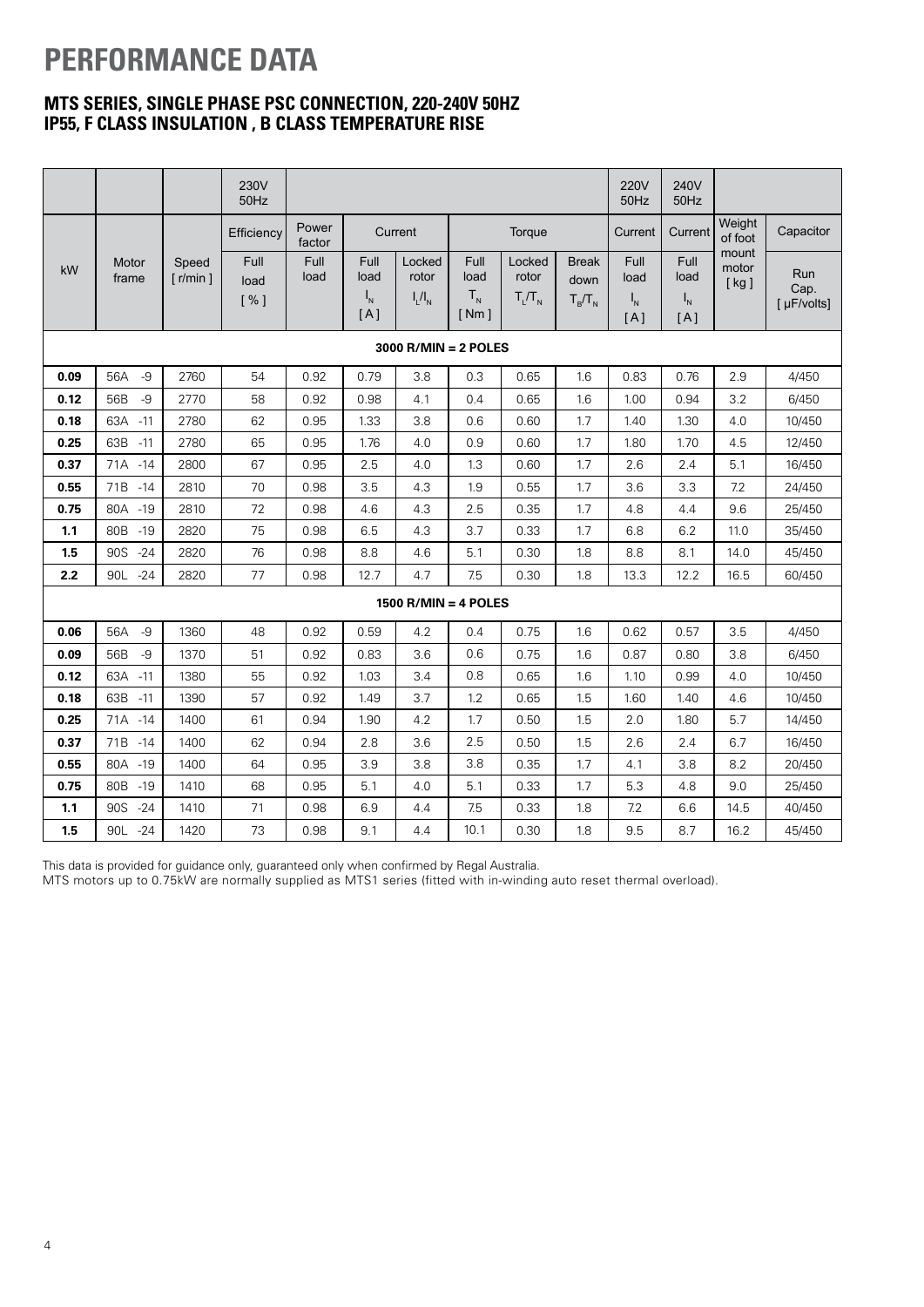# PERFORMANCE DATA

## MTS SERIES, SINGLE PHASE PSC CONNECTION, 220-240V 50HZ
## IP55, F CLASS INSULATION , B CLASS TEMPERATURE RISE

| kW | Motor frame | Speed [ r/min ] | 230V 50Hz Efficiency Full load [ % ] | Power factor Full load | Current Full load $I_N$ [ A ] | Current Locked rotor $I_L/I_N$ | Torque Full load $T_N$ [ Nm ] | Torque Locked rotor $T_L/T_N$ | Torque Break down $T_B/T_N$ | 220V 50Hz Current Full load $I_N$ [ A ] | 240V 50Hz Current Full load $I_N$ [ A ] | Weight of foot mount motor [ kg ] | Capacitor Run Cap. [ µF/volts] |
|---|---|---|---|---|---|---|---|---|---|---|---|---|---|
| **3000 R/MIN = 2 POLES** | | | | | | | | | | | | | |
| **0.09** | 56A -9 | 2760 | 54 | 0.92 | 0.79 | 3.8 | 0.3 | 0.65 | 1.6 | 0.83 | 0.76 | 2.9 | 4/450 |
| **0.12** | 56B -9 | 2770 | 58 | 0.92 | 0.98 | 4.1 | 0.4 | 0.65 | 1.6 | 1.00 | 0.94 | 3.2 | 6/450 |
| **0.18** | 63A -11 | 2780 | 62 | 0.95 | 1.33 | 3.8 | 0.6 | 0.60 | 1.7 | 1.40 | 1.30 | 4.0 | 10/450 |
| **0.25** | 63B -11 | 2780 | 65 | 0.95 | 1.76 | 4.0 | 0.9 | 0.60 | 1.7 | 1.80 | 1.70 | 4.5 | 12/450 |
| **0.37** | 71A -14 | 2800 | 67 | 0.95 | 2.5 | 4.0 | 1.3 | 0.60 | 1.7 | 2.6 | 2.4 | 5.1 | 16/450 |
| **0.55** | 71B -14 | 2810 | 70 | 0.98 | 3.5 | 4.3 | 1.9 | 0.55 | 1.7 | 3.6 | 3.3 | 7.2 | 24/450 |
| **0.75** | 80A -19 | 2810 | 72 | 0.98 | 4.6 | 4.3 | 2.5 | 0.35 | 1.7 | 4.8 | 4.4 | 9.6 | 25/450 |
| **1.1** | 80B -19 | 2820 | 75 | 0.98 | 6.5 | 4.3 | 3.7 | 0.33 | 1.7 | 6.8 | 6.2 | 11.0 | 35/450 |
| **1.5** | 90S -24 | 2820 | 76 | 0.98 | 8.8 | 4.6 | 5.1 | 0.30 | 1.8 | 8.8 | 8.1 | 14.0 | 45/450 |
| **2.2** | 90L -24 | 2820 | 77 | 0.98 | 12.7 | 4.7 | 7.5 | 0.30 | 1.8 | 13.3 | 12.2 | 16.5 | 60/450 |
| **1500 R/MIN = 4 POLES** | | | | | | | | | | | | | |
| **0.06** | 56A -9 | 1360 | 48 | 0.92 | 0.59 | 4.2 | 0.4 | 0.75 | 1.6 | 0.62 | 0.57 | 3.5 | 4/450 |
| **0.09** | 56B -9 | 1370 | 51 | 0.92 | 0.83 | 3.6 | 0.6 | 0.75 | 1.6 | 0.87 | 0.80 | 3.8 | 6/450 |
| **0.12** | 63A -11 | 1380 | 55 | 0.92 | 1.03 | 3.4 | 0.8 | 0.65 | 1.6 | 1.10 | 0.99 | 4.0 | 10/450 |
| **0.18** | 63B -11 | 1390 | 57 | 0.92 | 1.49 | 3.7 | 1.2 | 0.65 | 1.5 | 1.60 | 1.40 | 4.6 | 10/450 |
| **0.25** | 71A -14 | 1400 | 61 | 0.94 | 1.90 | 4.2 | 1.7 | 0.50 | 1.5 | 2.0 | 1.80 | 5.7 | 14/450 |
| **0.37** | 71B -14 | 1400 | 62 | 0.94 | 2.8 | 3.6 | 2.5 | 0.50 | 1.5 | 2.6 | 2.4 | 6.7 | 16/450 |
| **0.55** | 80A -19 | 1400 | 64 | 0.95 | 3.9 | 3.8 | 3.8 | 0.35 | 1.7 | 4.1 | 3.8 | 8.2 | 20/450 |
| **0.75** | 80B -19 | 1410 | 68 | 0.95 | 5.1 | 4.0 | 5.1 | 0.33 | 1.7 | 5.3 | 4.8 | 9.0 | 25/450 |
| **1.1** | 90S -24 | 1410 | 71 | 0.98 | 6.9 | 4.4 | 7.5 | 0.33 | 1.8 | 7.2 | 6.6 | 14.5 | 40/450 |
| **1.5** | 90L -24 | 1420 | 73 | 0.98 | 9.1 | 4.4 | 10.1 | 0.30 | 1.8 | 9.5 | 8.7 | 16.2 | 45/450 |

This data is provided for guidance only, guaranteed only when confirmed by Regal Australia.
MTS motors up to 0.75kW are normally supplied as MTS1 series (fitted with in-winding auto reset thermal overload).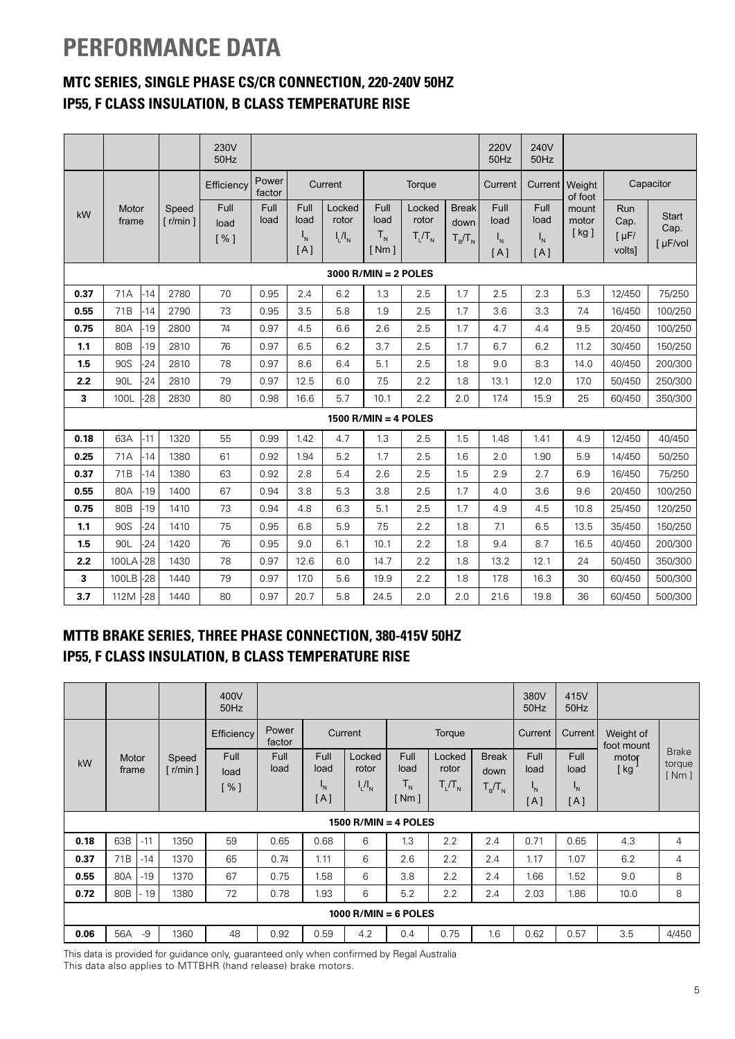# PERFORMANCE DATA

## MTC SERIES, SINGLE PHASE CS/CR CONNECTION, 220-240V 50HZ
## IP55, F CLASS INSULATION, B CLASS TEMPERATURE RISE

| kW | Motor frame | | Speed [ r/min ] | 230V 50Hz Efficiency Full load [ % ] | Power factor Full load | Current Full load $I_N$ [ A ] | Current Locked rotor $I_L/I_N$ | Torque Full load $T_N$ [ Nm ] | Torque Locked rotor $T_L/T_N$ | Torque Break down $T_B/T_N$ | 220V 50Hz Current Full load $I_N$ [ A ] | 240V 50Hz Current Full load $I_N$ [ A ] | Weight of foot mount motor [ kg ] | Capacitor Run Cap. [ μF/ volts] | Capacitor Start Cap. [ μF/vol |
|---|---|---|---|---|---|---|---|---|---|---|---|---|---|---|---|
| **3000 R/MIN = 2 POLES** | | | | | | | | | | | | | | | |
| **0.37** | 71A | -14 | 2780 | 70 | 0.95 | 2.4 | 6.2 | 1.3 | 2.5 | 1.7 | 2.5 | 2.3 | 5.3 | 12/450 | 75/250 |
| **0.55** | 71B | -14 | 2790 | 73 | 0.95 | 3.5 | 5.8 | 1.9 | 2.5 | 1.7 | 3.6 | 3.3 | 7.4 | 16/450 | 100/250 |
| **0.75** | 80A | -19 | 2800 | 74 | 0.97 | 4.5 | 6.6 | 2.6 | 2.5 | 1.7 | 4.7 | 4.4 | 9.5 | 20/450 | 100/250 |
| **1.1** | 80B | -19 | 2810 | 76 | 0.97 | 6.5 | 6.2 | 3.7 | 2.5 | 1.7 | 6.7 | 6.2 | 11.2 | 30/450 | 150/250 |
| **1.5** | 90S | -24 | 2810 | 78 | 0.97 | 8.6 | 6.4 | 5.1 | 2.5 | 1.8 | 9.0 | 8.3 | 14.0 | 40/450 | 200/300 |
| **2.2** | 90L | -24 | 2810 | 79 | 0.97 | 12.5 | 6.0 | 7.5 | 2.2 | 1.8 | 13.1 | 12.0 | 17.0 | 50/450 | 250/300 |
| **3** | 100L | -28 | 2830 | 80 | 0.98 | 16.6 | 5.7 | 10.1 | 2.2 | 2.0 | 17.4 | 15.9 | 25 | 60/450 | 350/300 |
| **1500 R/MIN = 4 POLES** | | | | | | | | | | | | | | | |
| **0.18** | 63A | -11 | 1320 | 55 | 0.99 | 1.42 | 4.7 | 1.3 | 2.5 | 1.5 | 1.48 | 1.41 | 4.9 | 12/450 | 40/450 |
| **0.25** | 71A | -14 | 1380 | 61 | 0.92 | 1.94 | 5.2 | 1.7 | 2.5 | 1.6 | 2.0 | 1.90 | 5.9 | 14/450 | 50/250 |
| **0.37** | 71B | -14 | 1380 | 63 | 0.92 | 2.8 | 5.4 | 2.6 | 2.5 | 1.5 | 2.9 | 2.7 | 6.9 | 16/450 | 75/250 |
| **0.55** | 80A | -19 | 1400 | 67 | 0.94 | 3.8 | 5.3 | 3.8 | 2.5 | 1.7 | 4.0 | 3.6 | 9.6 | 20/450 | 100/250 |
| **0.75** | 80B | -19 | 1410 | 73 | 0.94 | 4.8 | 6.3 | 5.1 | 2.5 | 1.7 | 4.9 | 4.5 | 10.8 | 25/450 | 120/250 |
| **1.1** | 90S | -24 | 1410 | 75 | 0.95 | 6.8 | 5.9 | 7.5 | 2.2 | 1.8 | 7.1 | 6.5 | 13.5 | 35/450 | 150/250 |
| **1.5** | 90L | -24 | 1420 | 76 | 0.95 | 9.0 | 6.1 | 10.1 | 2.2 | 1.8 | 9.4 | 8.7 | 16.5 | 40/450 | 200/300 |
| **2.2** | 100LA | -28 | 1430 | 78 | 0.97 | 12.6 | 6.0 | 14.7 | 2.2 | 1.8 | 13.2 | 12.1 | 24 | 50/450 | 350/300 |
| **3** | 100LB | -28 | 1440 | 79 | 0.97 | 17.0 | 5.6 | 19.9 | 2.2 | 1.8 | 17.8 | 16.3 | 30 | 60/450 | 500/300 |
| **3.7** | 112M | -28 | 1440 | 80 | 0.97 | 20.7 | 5.8 | 24.5 | 2.0 | 2.0 | 21.6 | 19.8 | 36 | 60/450 | 500/300 |

## MTTB BRAKE SERIES, THREE PHASE CONNECTION, 380-415V 50HZ
## IP55, F CLASS INSULATION, B CLASS TEMPERATURE RISE

| kW | Motor frame | | Speed [ r/min ] | 400V 50Hz Efficiency Full load [ % ] | Power factor Full load | Current Full load $I_N$ [ A ] | Current Locked rotor $I_L/I_N$ | Torque Full load $T_N$ [ Nm ] | Torque Locked rotor $T_L/T_N$ | Torque Break down $T_B/T_N$ | 380V 50Hz Current Full load $I_N$ [ A ] | 415V 50Hz Current Full load $I_N$ [ A ] | Weight of foot mount motor [ kg ] | Brake torque [ Nm ] |
|---|---|---|---|---|---|---|---|---|---|---|---|---|---|---|
| **1500 R/MIN = 4 POLES** | | | | | | | | | | | | | | |
| **0.18** | 63B | -11 | 1350 | 59 | 0.65 | 0.68 | 6 | 1.3 | 2.2 | 2.4 | 0.71 | 0.65 | 4.3 | 4 |
| **0.37** | 71B | -14 | 1370 | 65 | 0.74 | 1.11 | 6 | 2.6 | 2.2 | 2.4 | 1.17 | 1.07 | 6.2 | 4 |
| **0.55** | 80A | -19 | 1370 | 67 | 0.75 | 1.58 | 6 | 3.8 | 2.2 | 2.4 | 1.66 | 1.52 | 9.0 | 8 |
| **0.72** | 80B | - 19 | 1380 | 72 | 0.78 | 1.93 | 6 | 5.2 | 2.2 | 2.4 | 2.03 | 1.86 | 10.0 | 8 |
| **1000 R/MIN = 6 POLES** | | | | | | | | | | | | | | |
| **0.06** | 56A | -9 | 1360 | 48 | 0.92 | 0.59 | 4.2 | 0.4 | 0.75 | 1.6 | 0.62 | 0.57 | 3.5 | 4/450 |

This data is provided for guidance only, guaranteed only when confirmed by Regal Australia
This data also applies to MTTBHR (hand release) brake motors.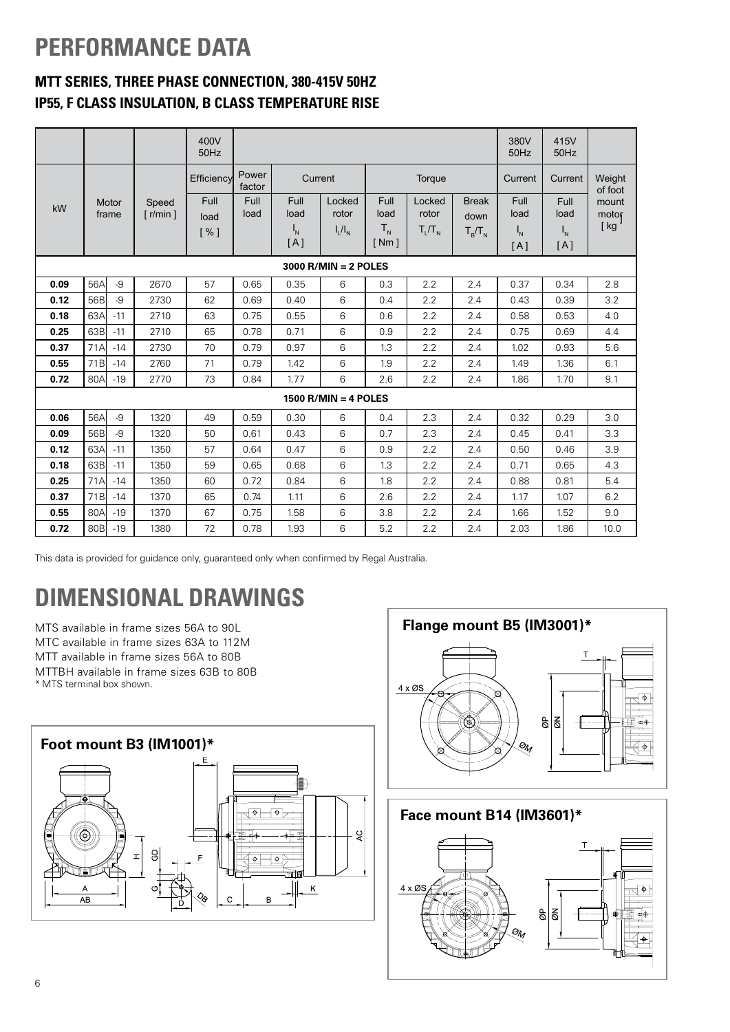# PERFORMANCE DATA

### MTT SERIES, THREE PHASE CONNECTION, 380-415V 50HZ
### IP55, F CLASS INSULATION, B CLASS TEMPERATURE RISE

| kW | Motor frame | | Speed [ r/min ] | 400V 50Hz Efficiency Full load [ % ] | Power factor Full load | Current Full load $I_N$ [ A ] | Current Locked rotor $I_L/I_N$ | Torque Full load $T_N$ [ Nm ] | Torque Locked rotor $T_L/T_N$ | Torque Break down $T_B/T_N$ | 380V 50Hz Current Full load $I_N$ [ A ] | 415V 50Hz Current Full load $I_N$ [ A ] | Weight of foot mount motor [ kg ] |
|---|---|---|---|---|---|---|---|---|---|---|---|---|---|
| **3000 R/MIN = 2 POLES** | | | | | | | | | | | | | |
| **0.09** | 56A | -9 | 2670 | 57 | 0.65 | 0.35 | 6 | 0.3 | 2.2 | 2.4 | 0.37 | 0.34 | 2.8 |
| **0.12** | 56B | -9 | 2730 | 62 | 0.69 | 0.40 | 6 | 0.4 | 2.2 | 2.4 | 0.43 | 0.39 | 3.2 |
| **0.18** | 63A | -11 | 2710 | 63 | 0.75 | 0.55 | 6 | 0.6 | 2.2 | 2.4 | 0.58 | 0.53 | 4.0 |
| **0.25** | 63B | -11 | 2710 | 65 | 0.78 | 0.71 | 6 | 0.9 | 2.2 | 2.4 | 0.75 | 0.69 | 4.4 |
| **0.37** | 71A | -14 | 2730 | 70 | 0.79 | 0.97 | 6 | 1.3 | 2.2 | 2.4 | 1.02 | 0.93 | 5.6 |
| **0.55** | 71B | -14 | 2760 | 71 | 0.79 | 1.42 | 6 | 1.9 | 2.2 | 2.4 | 1.49 | 1.36 | 6.1 |
| **0.72** | 80A | -19 | 2770 | 73 | 0.84 | 1.77 | 6 | 2.6 | 2.2 | 2.4 | 1.86 | 1.70 | 9.1 |
| **1500 R/MIN = 4 POLES** | | | | | | | | | | | | | |
| **0.06** | 56A | -9 | 1320 | 49 | 0.59 | 0.30 | 6 | 0.4 | 2.3 | 2.4 | 0.32 | 0.29 | 3.0 |
| **0.09** | 56B | -9 | 1320 | 50 | 0.61 | 0.43 | 6 | 0.7 | 2.3 | 2.4 | 0.45 | 0.41 | 3.3 |
| **0.12** | 63A | -11 | 1350 | 57 | 0.64 | 0.47 | 6 | 0.9 | 2.2 | 2.4 | 0.50 | 0.46 | 3.9 |
| **0.18** | 63B | -11 | 1350 | 59 | 0.65 | 0.68 | 6 | 1.3 | 2.2 | 2.4 | 0.71 | 0.65 | 4.3 |
| **0.25** | 71A | -14 | 1350 | 60 | 0.72 | 0.84 | 6 | 1.8 | 2.2 | 2.4 | 0.88 | 0.81 | 5.4 |
| **0.37** | 71B | -14 | 1370 | 65 | 0.74 | 1.11 | 6 | 2.6 | 2.2 | 2.4 | 1.17 | 1.07 | 6.2 |
| **0.55** | 80A | -19 | 1370 | 67 | 0.75 | 1.58 | 6 | 3.8 | 2.2 | 2.4 | 1.66 | 1.52 | 9.0 |
| **0.72** | 80B | -19 | 1380 | 72 | 0.78 | 1.93 | 6 | 5.2 | 2.2 | 2.4 | 2.03 | 1.86 | 10.0 |

This data is provided for guidance only, guaranteed only when confirmed by Regal Australia.

# DIMENSIONAL DRAWINGS

MTS available in frame sizes 56A to 90L
MTC available in frame sizes 63A to 112M
MTT available in frame sizes 56A to 80B
MTTBH available in frame sizes 63B to 80B
* MTS terminal box shown.

**Foot mount B3 (IM1001)***

**Flange mount B5 (IM3001)***

**Face mount B14 (IM3601)***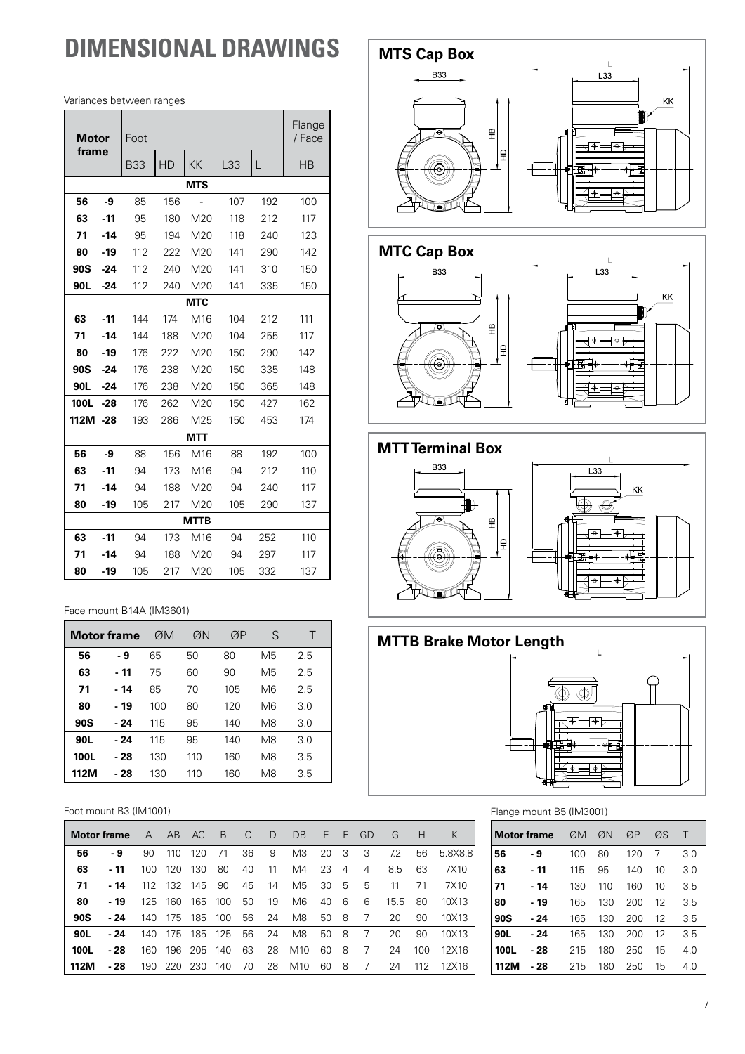# DIMENSIONAL DRAWINGS

Variances between ranges

| Motor frame | | Foot | | | | | Flange / Face |
|---|---|---|---|---|---|---|---|
| | | B33 | HD | KK | L33 | L | HB |
| **MTS** | | | | | | | |
| **56** | **-9** | 85 | 156 | - | 107 | 192 | 100 |
| **63** | **-11** | 95 | 180 | M20 | 118 | 212 | 117 |
| **71** | **-14** | 95 | 194 | M20 | 118 | 240 | 123 |
| **80** | **-19** | 112 | 222 | M20 | 141 | 290 | 142 |
| **90S** | **-24** | 112 | 240 | M20 | 141 | 310 | 150 |
| **90L** | **-24** | 112 | 240 | M20 | 141 | 335 | 150 |
| **MTC** | | | | | | | |
| **63** | **-11** | 144 | 174 | M16 | 104 | 212 | 111 |
| **71** | **-14** | 144 | 188 | M20 | 104 | 255 | 117 |
| **80** | **-19** | 176 | 222 | M20 | 150 | 290 | 142 |
| **90S** | **-24** | 176 | 238 | M20 | 150 | 335 | 148 |
| **90L** | **-24** | 176 | 238 | M20 | 150 | 365 | 148 |
| **100L** | **-28** | 176 | 262 | M20 | 150 | 427 | 162 |
| **112M** | **-28** | 193 | 286 | M25 | 150 | 453 | 174 |
| **MTT** | | | | | | | |
| **56** | **-9** | 88 | 156 | M16 | 88 | 192 | 100 |
| **63** | **-11** | 94 | 173 | M16 | 94 | 212 | 110 |
| **71** | **-14** | 94 | 188 | M20 | 94 | 240 | 117 |
| **80** | **-19** | 105 | 217 | M20 | 105 | 290 | 137 |
| **MTTB** | | | | | | | |
| **63** | **-11** | 94 | 173 | M16 | 94 | 252 | 110 |
| **71** | **-14** | 94 | 188 | M20 | 94 | 297 | 117 |
| **80** | **-19** | 105 | 217 | M20 | 105 | 332 | 137 |

Face mount B14A (IM3601)

| Motor frame | | ØM | ØN | ØP | S | T |
|---|---|---|---|---|---|---|
| **56** | **- 9** | 65 | 50 | 80 | M5 | 2.5 |
| **63** | **- 11** | 75 | 60 | 90 | M5 | 2.5 |
| **71** | **- 14** | 85 | 70 | 105 | M6 | 2.5 |
| **80** | **- 19** | 100 | 80 | 120 | M6 | 3.0 |
| **90S** | **- 24** | 115 | 95 | 140 | M8 | 3.0 |
| **90L** | **- 24** | 115 | 95 | 140 | M8 | 3.0 |
| **100L** | **- 28** | 130 | 110 | 160 | M8 | 3.5 |
| **112M** | **- 28** | 130 | 110 | 160 | M8 | 3.5 |

## MTS Cap Box

## MTC Cap Box

## MTT Terminal Box

## MTTB Brake Motor Length

Foot mount B3 (IM1001)

| Motor frame | | A | AB | AC | B | C | D | DB | E | F | GD | G | H | K |
|---|---|---|---|---|---|---|---|---|---|---|---|---|---|---|
| **56** | **- 9** | 90 | 110 | 120 | 71 | 36 | 9 | M3 | 20 | 3 | 3 | 7.2 | 56 | 5.8X8.8 |
| **63** | **- 11** | 100 | 120 | 130 | 80 | 40 | 11 | M4 | 23 | 4 | 4 | 8.5 | 63 | 7X10 |
| **71** | **- 14** | 112 | 132 | 145 | 90 | 45 | 14 | M5 | 30 | 5 | 5 | 11 | 71 | 7X10 |
| **80** | **- 19** | 125 | 160 | 165 | 100 | 50 | 19 | M6 | 40 | 6 | 6 | 15.5 | 80 | 10X13 |
| **90S** | **- 24** | 140 | 175 | 185 | 100 | 56 | 24 | M8 | 50 | 8 | 7 | 20 | 90 | 10X13 |
| **90L** | **- 24** | 140 | 175 | 185 | 125 | 56 | 24 | M8 | 50 | 8 | 7 | 20 | 90 | 10X13 |
| **100L** | **- 28** | 160 | 196 | 205 | 140 | 63 | 28 | M10 | 60 | 8 | 7 | 24 | 100 | 12X16 |
| **112M** | **- 28** | 190 | 220 | 230 | 140 | 70 | 28 | M10 | 60 | 8 | 7 | 24 | 112 | 12X16 |

Flange mount B5 (IM3001)

| Motor frame | | ØM | ØN | ØP | ØS | T |
|---|---|---|---|---|---|---|
| **56** | **- 9** | 100 | 80 | 120 | 7 | 3.0 |
| **63** | **- 11** | 115 | 95 | 140 | 10 | 3.0 |
| **71** | **- 14** | 130 | 110 | 160 | 10 | 3.5 |
| **80** | **- 19** | 165 | 130 | 200 | 12 | 3.5 |
| **90S** | **- 24** | 165 | 130 | 200 | 12 | 3.5 |
| **90L** | **- 24** | 165 | 130 | 200 | 12 | 3.5 |
| **100L** | **- 28** | 215 | 180 | 250 | 15 | 4.0 |
| **112M** | **- 28** | 215 | 180 | 250 | 15 | 4.0 |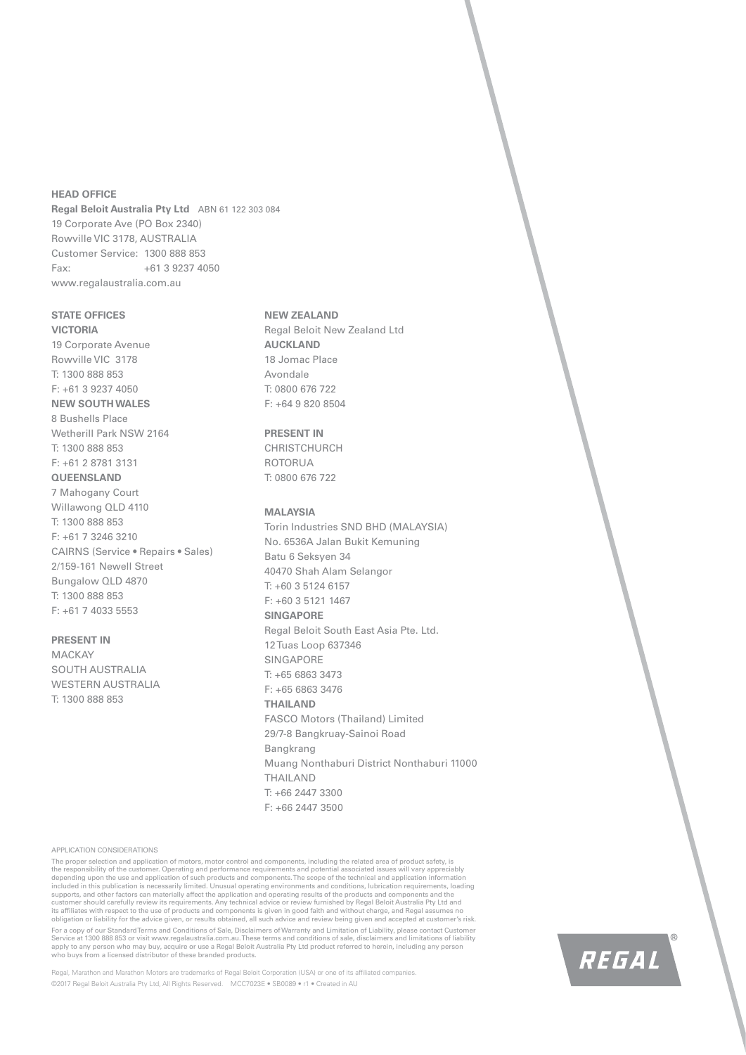**HEAD OFFICE**

**Regal Beloit Australia Pty Ltd** ABN 61 122 303 084
19 Corporate Ave (PO Box 2340)
Rowville VIC 3178, AUSTRALIA
Customer Service: 1300 888 853
Fax: +61 3 9237 4050
www.regalaustralia.com.au

**STATE OFFICES**

**VICTORIA**
19 Corporate Avenue
Rowville VIC 3178
T: 1300 888 853
F: +61 3 9237 4050

**NEW SOUTH WALES**
8 Bushells Place
Wetherill Park NSW 2164
T: 1300 888 853
F: +61 2 8781 3131

**QUEENSLAND**
7 Mahogany Court
Willawong QLD 4110
T: 1300 888 853
F: +61 7 3246 3210
CAIRNS (Service • Repairs • Sales)
2/159-161 Newell Street
Bungalow QLD 4870
T: 1300 888 853
F: +61 7 4033 5553

**PRESENT IN**
MACKAY
SOUTH AUSTRALIA
WESTERN AUSTRALIA
T: 1300 888 853

**NEW ZEALAND**
Regal Beloit New Zealand Ltd

**AUCKLAND**
18 Jomac Place
Avondale
T: 0800 676 722
F: +64 9 820 8504

**PRESENT IN**
CHRISTCHURCH
ROTORUA
T: 0800 676 722

**MALAYSIA**
Torin Industries SND BHD (MALAYSIA)
No. 6536A Jalan Bukit Kemuning
Batu 6 Seksyen 34
40470 Shah Alam Selangor
T: +60 3 5124 6157
F: +60 3 5121 1467

**SINGAPORE**
Regal Beloit South East Asia Pte. Ltd.
12 Tuas Loop 637346
SINGAPORE
T: +65 6863 3473
F: +65 6863 3476

**THAILAND**
FASCO Motors (Thailand) Limited
29/7-8 Bangkruay-Sainoi Road
Bangkrang
Muang Nonthaburi District Nonthaburi 11000
THAILAND
T: +66 2447 3300
F: +66 2447 3500

APPLICATION CONSIDERATIONS

The proper selection and application of motors, motor control and components, including the related area of product safety, is the responsibility of the customer. Operating and performance requirements and potential associated issues will vary appreciably depending upon the use and application of such products and components. The scope of the technical and application information included in this publication is necessarily limited. Unusual operating environments and conditions, lubrication requirements, loading supports, and other factors can materially affect the application and operating results of the products and components and the customer should carefully review its requirements. Any technical advice or review furnished by Regal Beloit Australia Pty Ltd and its affiliates with respect to the use of products and components is given in good faith and without charge, and Regal assumes no obligation or liability for the advice given, or results obtained, all such advice and review being given and accepted at customer's risk.

For a copy of our Standard Terms and Conditions of Sale, Disclaimers of Warranty and Limitation of Liability, please contact Customer Service at 1300 888 853 or visit www.regalaustralia.com.au. These terms and conditions of sale, disclaimers and limitations of liability apply to any person who may buy, acquire or use a Regal Beloit Australia Pty Ltd product referred to herein, including any person who buys from a licensed distributor of these branded products.

Regal, Marathon and Marathon Motors are trademarks of Regal Beloit Corporation (USA) or one of its affiliated companies.
©2017 Regal Beloit Australia Pty Ltd, All Rights Reserved. MCC7023E • SB0089 • r1 • Created in AU

REGAL®